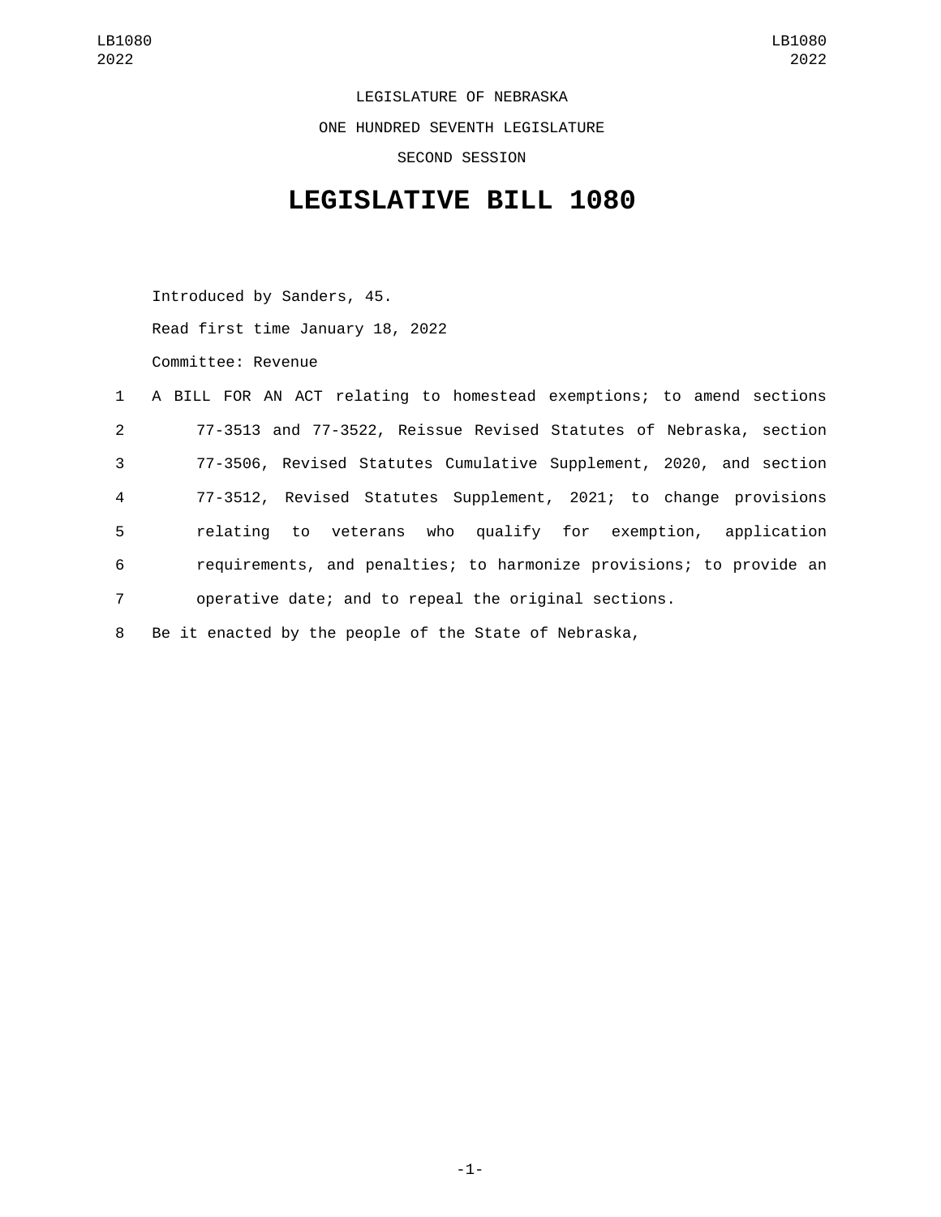LEGISLATURE OF NEBRASKA

ONE HUNDRED SEVENTH LEGISLATURE

SECOND SESSION

# LEGISLATIVE BILL 1080

Introduced by Sanders, 45.

Read first time January 18, 2022

Committee: Revenue

1 A BILL FOR AN ACT relating to homestead exemptions; to amend sections
2 77-3513 and 77-3522, Reissue Revised Statutes of Nebraska, section
3 77-3506, Revised Statutes Cumulative Supplement, 2020, and section
4 77-3512, Revised Statutes Supplement, 2021; to change provisions
5 relating to veterans who qualify for exemption, application
6 requirements, and penalties; to harmonize provisions; to provide an
7 operative date; and to repeal the original sections.

8 Be it enacted by the people of the State of Nebraska,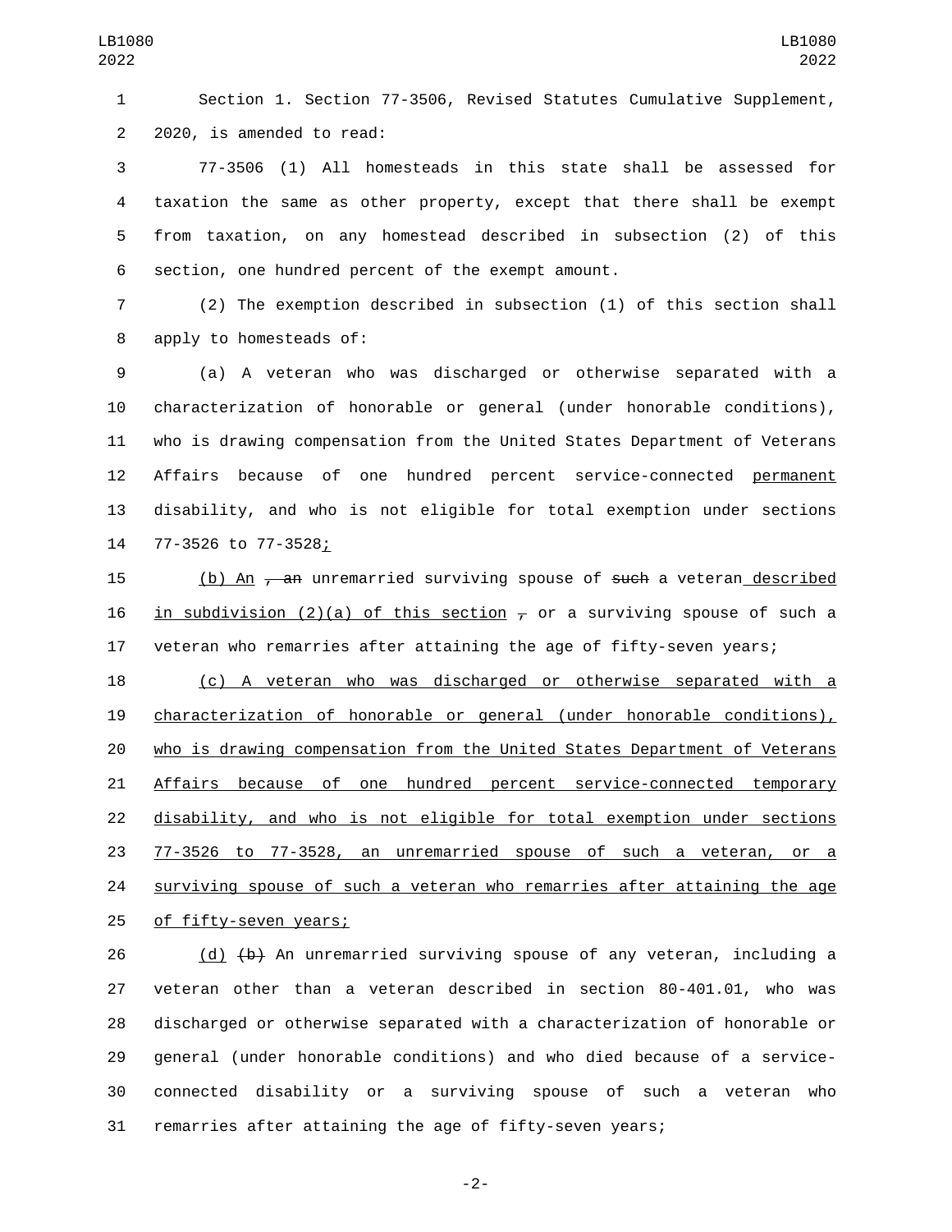Section 1. Section 77-3506, Revised Statutes Cumulative Supplement, 2020, is amended to read:

77-3506 (1) All homesteads in this state shall be assessed for taxation the same as other property, except that there shall be exempt from taxation, on any homestead described in subsection (2) of this section, one hundred percent of the exempt amount.

(2) The exemption described in subsection (1) of this section shall apply to homesteads of:

(a) A veteran who was discharged or otherwise separated with a characterization of honorable or general (under honorable conditions), who is drawing compensation from the United States Department of Veterans Affairs because of one hundred percent service-connected permanent disability, and who is not eligible for total exemption under sections 77-3526 to 77-3528;

(b) An ~~, an~~ unremarried surviving spouse of ~~such~~ a veteran described in subdivision (2)(a) of this section ~~,~~ or a surviving spouse of such a veteran who remarries after attaining the age of fifty-seven years;

(c) A veteran who was discharged or otherwise separated with a characterization of honorable or general (under honorable conditions), who is drawing compensation from the United States Department of Veterans Affairs because of one hundred percent service-connected temporary disability, and who is not eligible for total exemption under sections 77-3526 to 77-3528, an unremarried spouse of such a veteran, or a surviving spouse of such a veteran who remarries after attaining the age of fifty-seven years;

(d) ~~(b)~~ An unremarried surviving spouse of any veteran, including a veteran other than a veteran described in section 80-401.01, who was discharged or otherwise separated with a characterization of honorable or general (under honorable conditions) and who died because of a service-connected disability or a surviving spouse of such a veteran who remarries after attaining the age of fifty-seven years;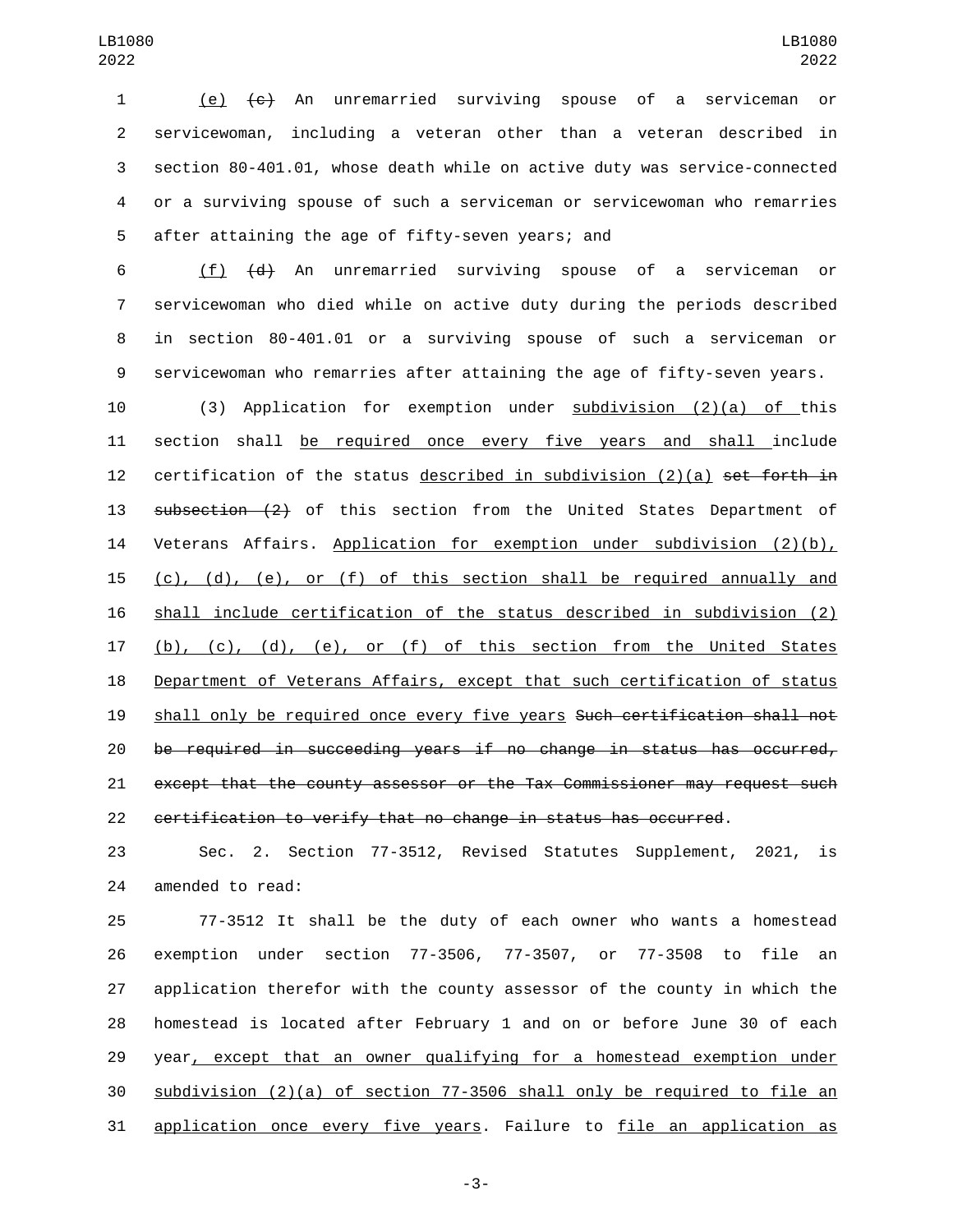(e) ~~(c)~~ An unremarried surviving spouse of a serviceman or servicewoman, including a veteran other than a veteran described in section 80-401.01, whose death while on active duty was service-connected or a surviving spouse of such a serviceman or servicewoman who remarries after attaining the age of fifty-seven years; and

(f) ~~(d)~~ An unremarried surviving spouse of a serviceman or servicewoman who died while on active duty during the periods described in section 80-401.01 or a surviving spouse of such a serviceman or servicewoman who remarries after attaining the age of fifty-seven years.

(3) Application for exemption under subdivision (2)(a) of this section shall be required once every five years and shall include certification of the status described in subdivision (2)(a) ~~set forth in subsection (2)~~ of this section from the United States Department of Veterans Affairs. Application for exemption under subdivision (2)(b), (c), (d), (e), or (f) of this section shall be required annually and shall include certification of the status described in subdivision (2)(b), (c), (d), (e), or (f) of this section from the United States Department of Veterans Affairs, except that such certification of status shall only be required once every five years ~~Such certification shall not be required in succeeding years if no change in status has occurred, except that the county assessor or the Tax Commissioner may request such certification to verify that no change in status has occurred~~.

Sec. 2. Section 77-3512, Revised Statutes Supplement, 2021, is amended to read:

77-3512 It shall be the duty of each owner who wants a homestead exemption under section 77-3506, 77-3507, or 77-3508 to file an application therefor with the county assessor of the county in which the homestead is located after February 1 and on or before June 30 of each year, except that an owner qualifying for a homestead exemption under subdivision (2)(a) of section 77-3506 shall only be required to file an application once every five years. Failure to file an application as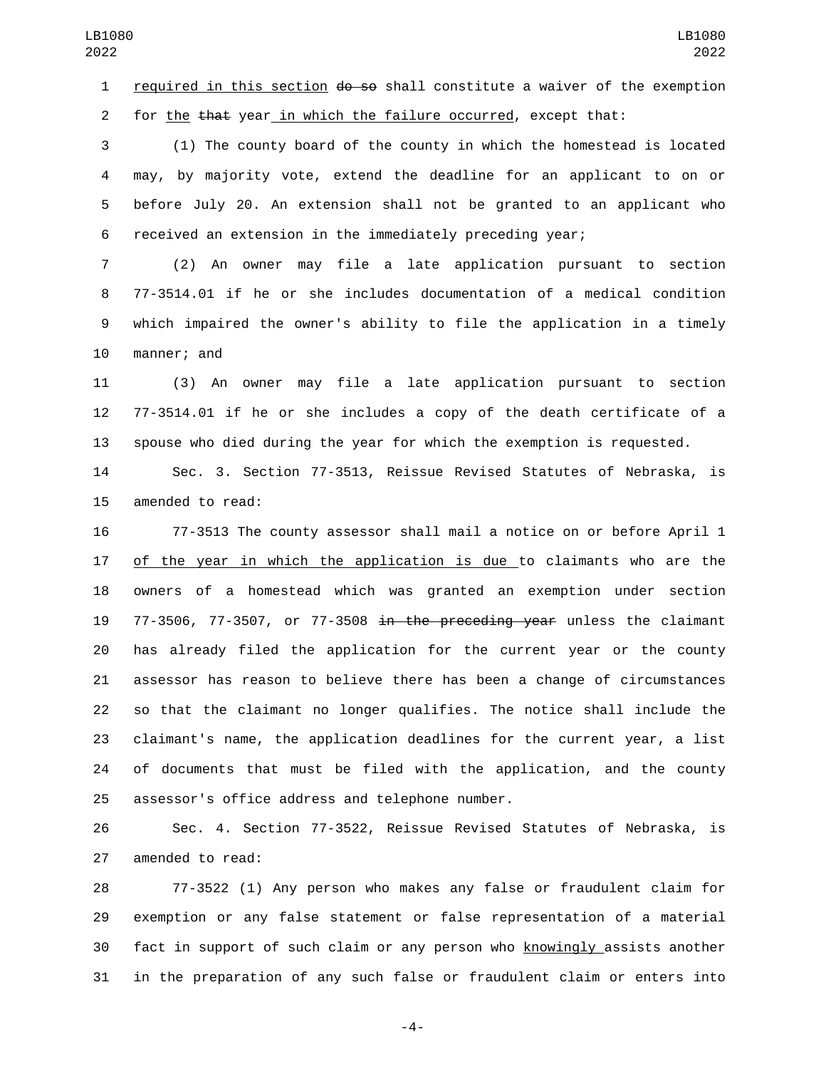required in this section ~~do so~~ shall constitute a waiver of the exemption for the ~~that~~ year in which the failure occurred, except that:

(1) The county board of the county in which the homestead is located may, by majority vote, extend the deadline for an applicant to on or before July 20. An extension shall not be granted to an applicant who received an extension in the immediately preceding year;

(2) An owner may file a late application pursuant to section 77-3514.01 if he or she includes documentation of a medical condition which impaired the owner's ability to file the application in a timely manner; and

(3) An owner may file a late application pursuant to section 77-3514.01 if he or she includes a copy of the death certificate of a spouse who died during the year for which the exemption is requested.

Sec. 3. Section 77-3513, Reissue Revised Statutes of Nebraska, is amended to read:

77-3513 The county assessor shall mail a notice on or before April 1 of the year in which the application is due to claimants who are the owners of a homestead which was granted an exemption under section 77-3506, 77-3507, or 77-3508 ~~in the preceding year~~ unless the claimant has already filed the application for the current year or the county assessor has reason to believe there has been a change of circumstances so that the claimant no longer qualifies. The notice shall include the claimant's name, the application deadlines for the current year, a list of documents that must be filed with the application, and the county assessor's office address and telephone number.

Sec. 4. Section 77-3522, Reissue Revised Statutes of Nebraska, is amended to read:

77-3522 (1) Any person who makes any false or fraudulent claim for exemption or any false statement or false representation of a material fact in support of such claim or any person who knowingly assists another in the preparation of any such false or fraudulent claim or enters into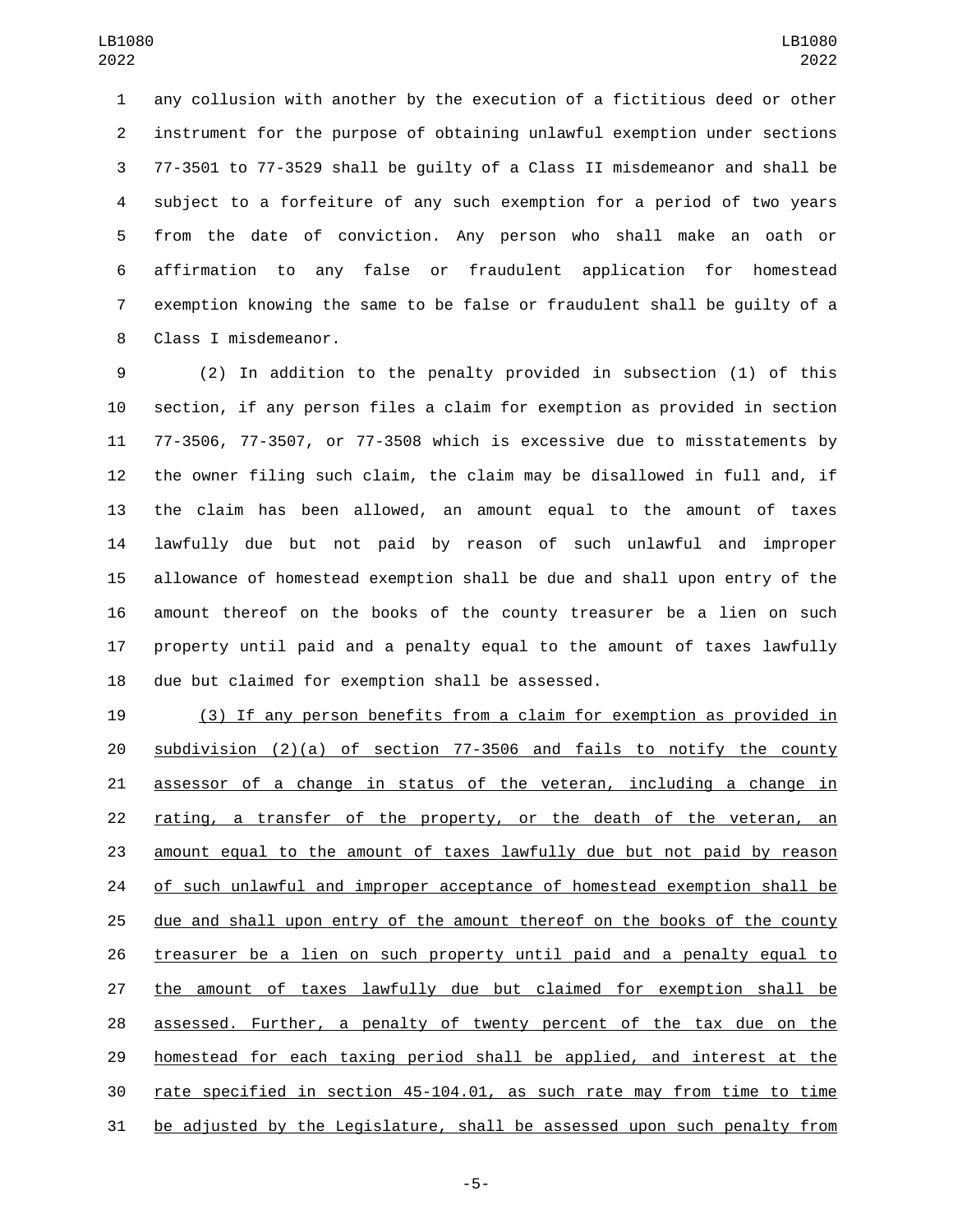any collusion with another by the execution of a fictitious deed or other instrument for the purpose of obtaining unlawful exemption under sections 77-3501 to 77-3529 shall be guilty of a Class II misdemeanor and shall be subject to a forfeiture of any such exemption for a period of two years from the date of conviction. Any person who shall make an oath or affirmation to any false or fraudulent application for homestead exemption knowing the same to be false or fraudulent shall be guilty of a Class I misdemeanor.

(2) In addition to the penalty provided in subsection (1) of this section, if any person files a claim for exemption as provided in section 77-3506, 77-3507, or 77-3508 which is excessive due to misstatements by the owner filing such claim, the claim may be disallowed in full and, if the claim has been allowed, an amount equal to the amount of taxes lawfully due but not paid by reason of such unlawful and improper allowance of homestead exemption shall be due and shall upon entry of the amount thereof on the books of the county treasurer be a lien on such property until paid and a penalty equal to the amount of taxes lawfully due but claimed for exemption shall be assessed.

<u>(3) If any person benefits from a claim for exemption as provided in subdivision (2)(a) of section 77-3506 and fails to notify the county assessor of a change in status of the veteran, including a change in rating, a transfer of the property, or the death of the veteran, an amount equal to the amount of taxes lawfully due but not paid by reason of such unlawful and improper acceptance of homestead exemption shall be due and shall upon entry of the amount thereof on the books of the county treasurer be a lien on such property until paid and a penalty equal to the amount of taxes lawfully due but claimed for exemption shall be assessed. Further, a penalty of twenty percent of the tax due on the homestead for each taxing period shall be applied, and interest at the rate specified in section 45-104.01, as such rate may from time to time be adjusted by the Legislature, shall be assessed upon such penalty from</u>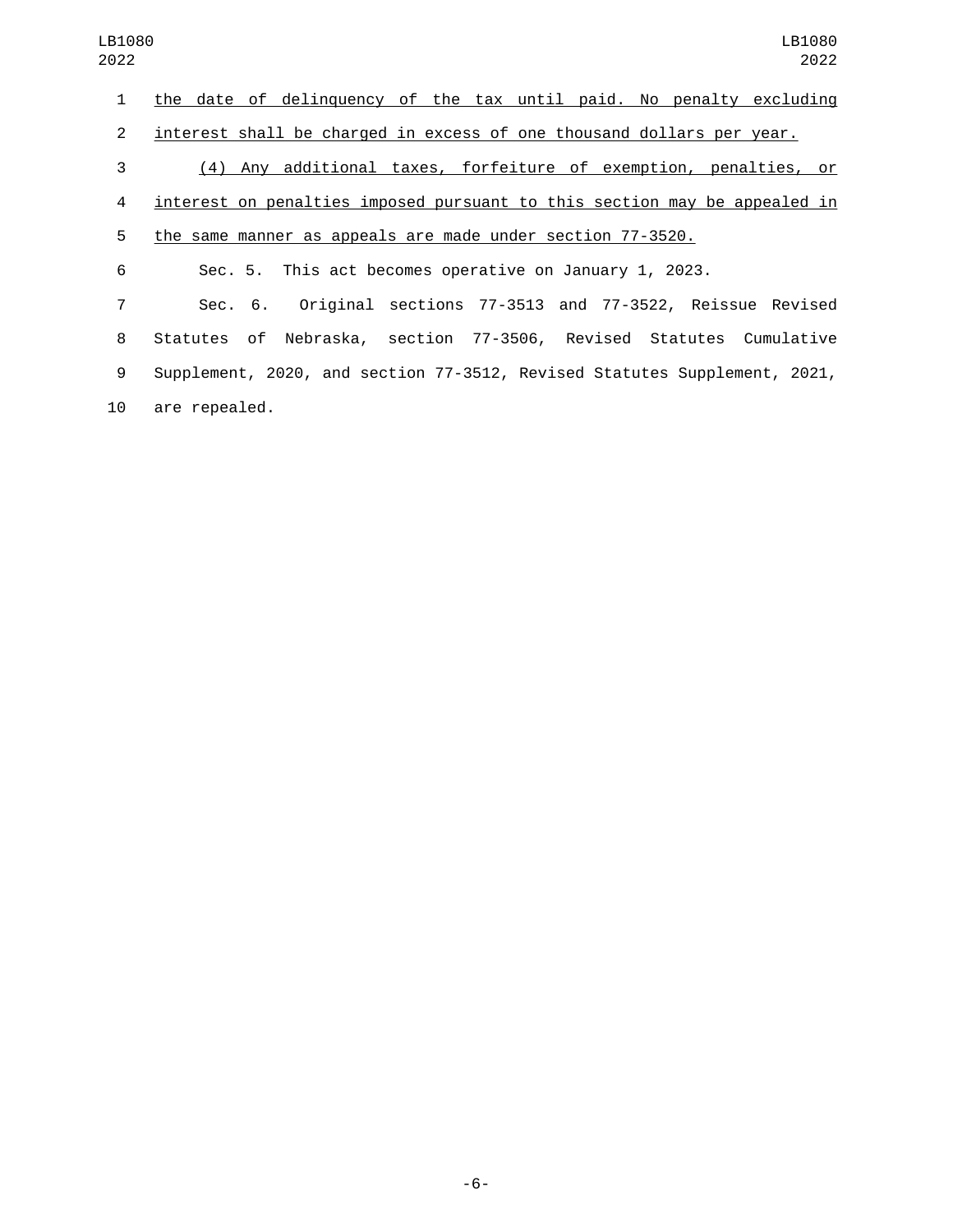the date of delinquency of the tax until paid. No penalty excluding interest shall be charged in excess of one thousand dollars per year.

(4) Any additional taxes, forfeiture of exemption, penalties, or interest on penalties imposed pursuant to this section may be appealed in the same manner as appeals are made under section 77-3520.

Sec. 5. This act becomes operative on January 1, 2023.

Sec. 6. Original sections 77-3513 and 77-3522, Reissue Revised Statutes of Nebraska, section 77-3506, Revised Statutes Cumulative Supplement, 2020, and section 77-3512, Revised Statutes Supplement, 2021, are repealed.